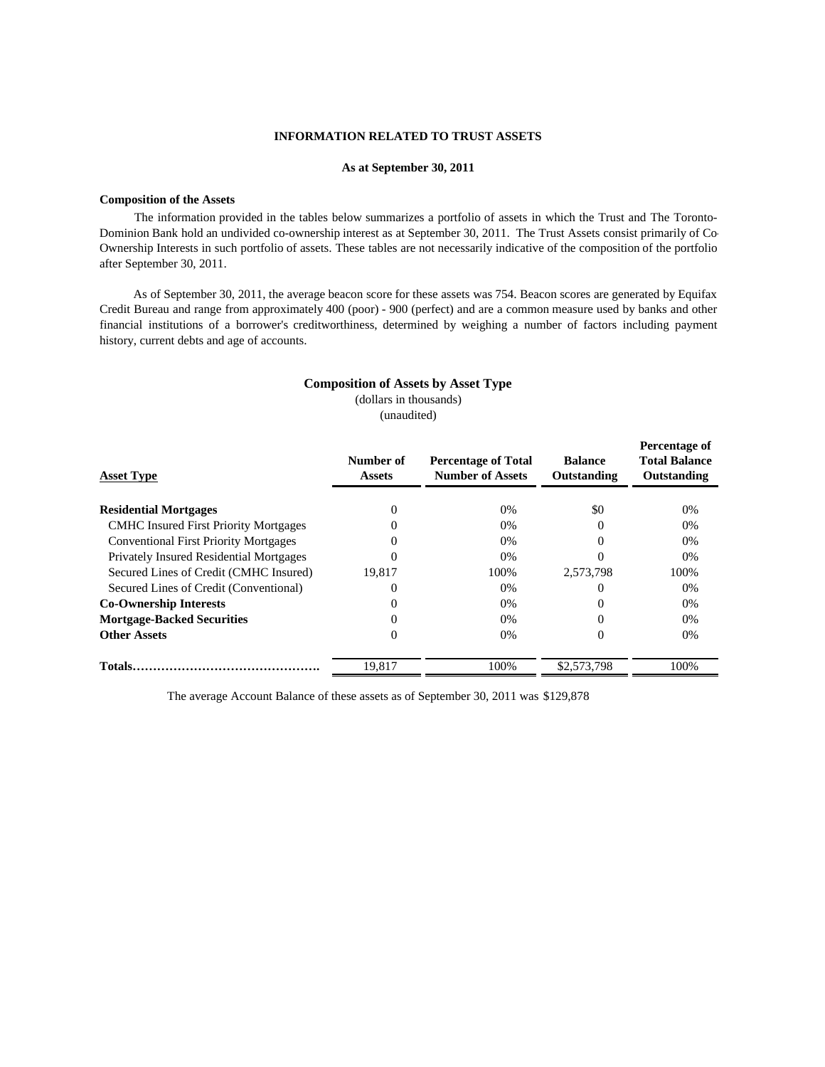# INFORMATION RELATED TO TRUST ASSETS

**As at September 30, 2011**

**Composition of the Assets**

The information provided in the tables below summarizes a portfolio of assets in which the Trust and The Toronto-Dominion Bank hold an undivided co-ownership interest as at September 30, 2011. The Trust Assets consist primarily of Co-Ownership Interests in such portfolio of assets. These tables are not necessarily indicative of the composition of the portfolio after September 30, 2011.

As of September 30, 2011, the average beacon score for these assets was 754. Beacon scores are generated by Equifax Credit Bureau and range from approximately 400 (poor) - 900 (perfect) and are a common measure used by banks and other financial institutions of a borrower's creditworthiness, determined by weighing a number of factors including payment history, current debts and age of accounts.

**Composition of Assets by Asset Type**
(dollars in thousands)
(unaudited)

| Asset Type | Number of Assets | Percentage of Total Number of Assets | Balance Outstanding | Percentage of Total Balance Outstanding |
|---|---|---|---|---|
| **Residential Mortgages** | 0 | 0% | $0 | 0% |
| CMHC Insured First Priority Mortgages | 0 | 0% | 0 | 0% |
| Conventional First Priority Mortgages | 0 | 0% | 0 | 0% |
| Privately Insured Residential Mortgages | 0 | 0% | 0 | 0% |
| Secured Lines of Credit (CMHC Insured) | 19,817 | 100% | 2,573,798 | 100% |
| Secured Lines of Credit (Conventional) | 0 | 0% | 0 | 0% |
| **Co-Ownership Interests** | 0 | 0% | 0 | 0% |
| **Mortgage-Backed Securities** | 0 | 0% | 0 | 0% |
| **Other Assets** | 0 | 0% | 0 | 0% |
| **Totals……………………………………….** | 19,817 | 100% | $2,573,798 | 100% |

The average Account Balance of these assets as of September 30, 2011 was $129,878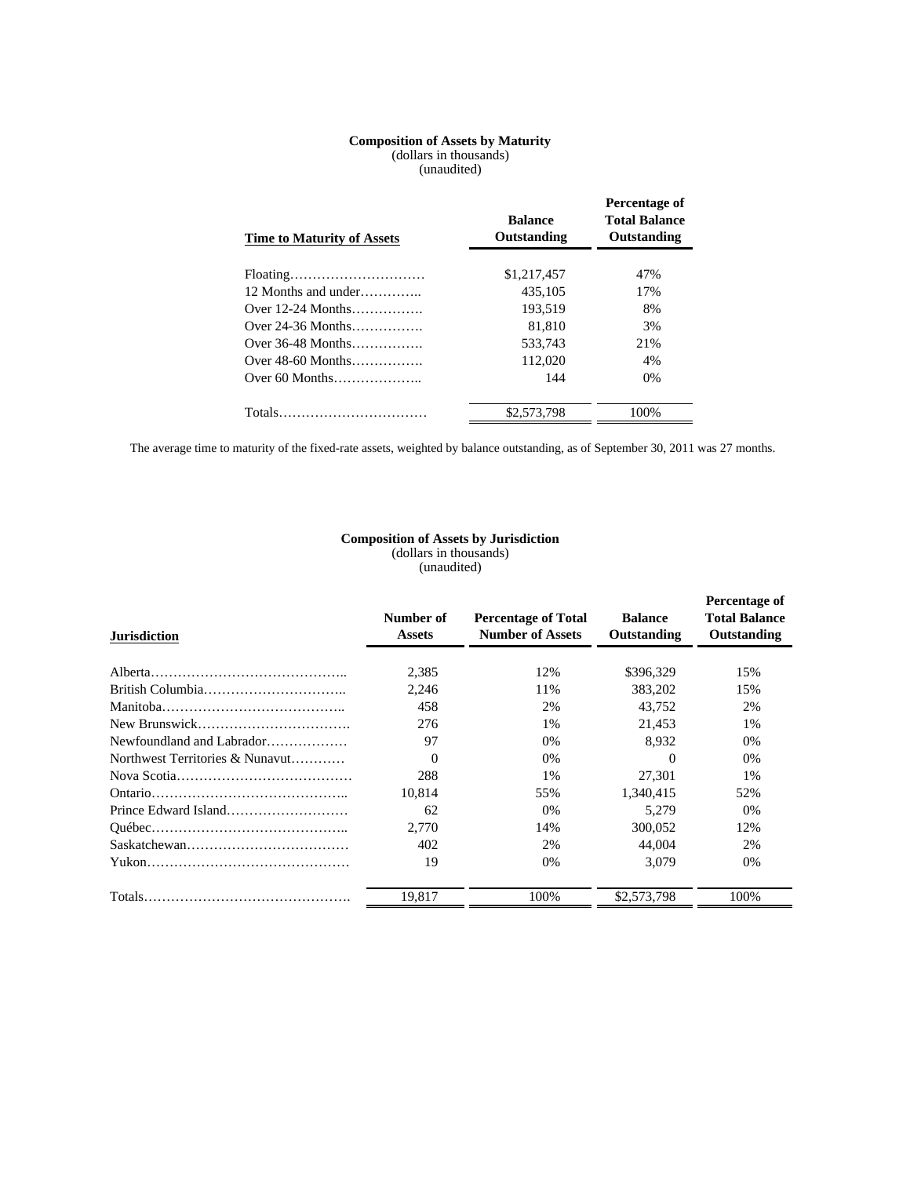## Composition of Assets by Maturity

(dollars in thousands)
(unaudited)

| Time to Maturity of Assets | Balance Outstanding | Percentage of Total Balance Outstanding |
|---|---|---|
| Floating | $1,217,457 | 47% |
| 12 Months and under | 435,105 | 17% |
| Over 12-24 Months | 193,519 | 8% |
| Over 24-36 Months | 81,810 | 3% |
| Over 36-48 Months | 533,743 | 21% |
| Over 48-60 Months | 112,020 | 4% |
| Over 60 Months | 144 | 0% |
| Totals | $2,573,798 | 100% |

The average time to maturity of the fixed-rate assets, weighted by balance outstanding, as of September 30, 2011 was 27 months.

## Composition of Assets by Jurisdiction

(dollars in thousands)
(unaudited)

| Jurisdiction | Number of Assets | Percentage of Total Number of Assets | Balance Outstanding | Percentage of Total Balance Outstanding |
|---|---|---|---|---|
| Alberta | 2,385 | 12% | $396,329 | 15% |
| British Columbia | 2,246 | 11% | 383,202 | 15% |
| Manitoba | 458 | 2% | 43,752 | 2% |
| New Brunswick | 276 | 1% | 21,453 | 1% |
| Newfoundland and Labrador | 97 | 0% | 8,932 | 0% |
| Northwest Territories & Nunavut | 0 | 0% | 0 | 0% |
| Nova Scotia | 288 | 1% | 27,301 | 1% |
| Ontario | 10,814 | 55% | 1,340,415 | 52% |
| Prince Edward Island | 62 | 0% | 5,279 | 0% |
| Québec | 2,770 | 14% | 300,052 | 12% |
| Saskatchewan | 402 | 2% | 44,004 | 2% |
| Yukon | 19 | 0% | 3,079 | 0% |
| Totals | 19,817 | 100% | $2,573,798 | 100% |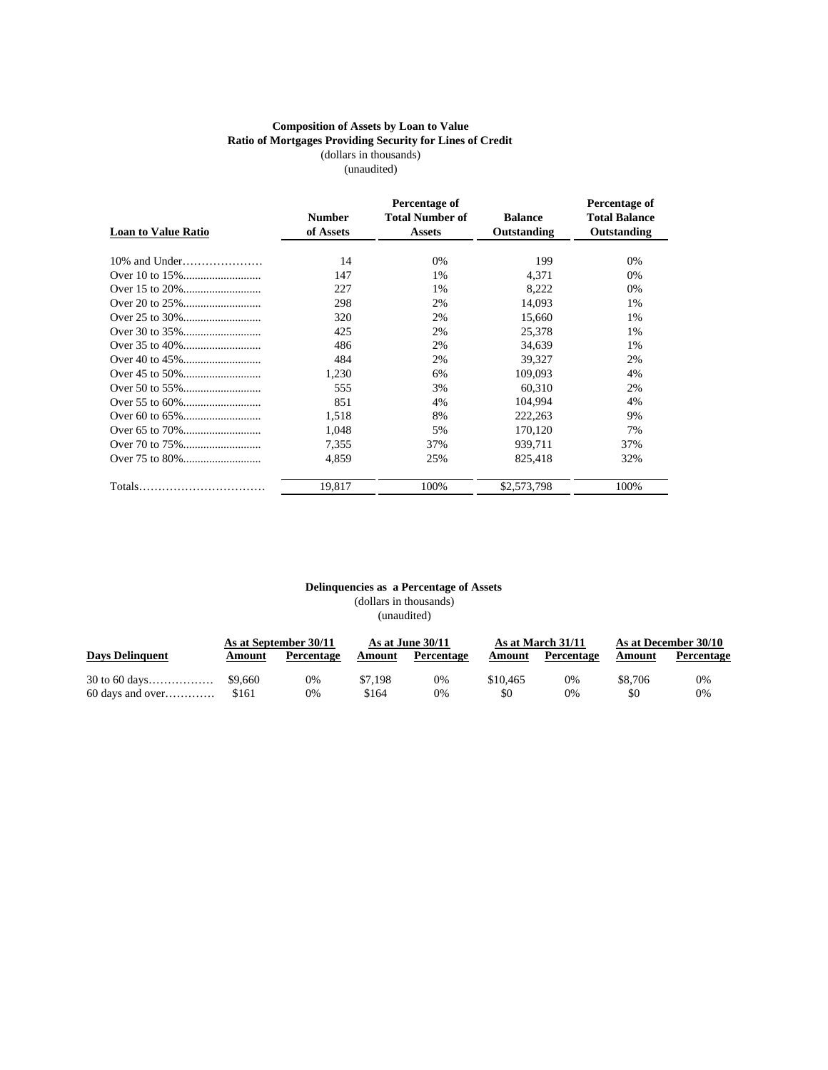**Composition of Assets by Loan to Value**
**Ratio of Mortgages Providing Security for Lines of Credit**
(dollars in thousands)
(unaudited)

| Loan to Value Ratio | Number of Assets | Percentage of Total Number of Assets | Balance Outstanding | Percentage of Total Balance Outstanding |
|---|---|---|---|---|
| 10% and Under………………… | 14 | 0% | 199 | 0% |
| Over 10 to 15%.......................... | 147 | 1% | 4,371 | 0% |
| Over 15 to 20%.......................... | 227 | 1% | 8,222 | 0% |
| Over 20 to 25%.......................... | 298 | 2% | 14,093 | 1% |
| Over 25 to 30%.......................... | 320 | 2% | 15,660 | 1% |
| Over 30 to 35%.......................... | 425 | 2% | 25,378 | 1% |
| Over 35 to 40%.......................... | 486 | 2% | 34,639 | 1% |
| Over 40 to 45%.......................... | 484 | 2% | 39,327 | 2% |
| Over 45 to 50%.......................... | 1,230 | 6% | 109,093 | 4% |
| Over 50 to 55%.......................... | 555 | 3% | 60,310 | 2% |
| Over 55 to 60%.......................... | 851 | 4% | 104,994 | 4% |
| Over 60 to 65%.......................... | 1,518 | 8% | 222,263 | 9% |
| Over 65 to 70%.......................... | 1,048 | 5% | 170,120 | 7% |
| Over 70 to 75%.......................... | 7,355 | 37% | 939,711 | 37% |
| Over 75 to 80%.......................... | 4,859 | 25% | 825,418 | 32% |
| Totals…………………………… | 19,817 | 100% | $2,573,798 | 100% |

**Delinquencies as a Percentage of Assets**
(dollars in thousands)
(unaudited)

| Days Delinquent | As at September 30/11 | | As at June 30/11 | | As at March 31/11 | | As at December 30/10 | |
|---|---|---|---|---|---|---|---|---|
| | Amount | Percentage | Amount | Percentage | Amount | Percentage | Amount | Percentage |
| 30 to 60 days……………. | $9,660 | 0% | $7,198 | 0% | $10,465 | 0% | $8,706 | 0% |
| 60 days and over………… | $161 | 0% | $164 | 0% | $0 | 0% | $0 | 0% |